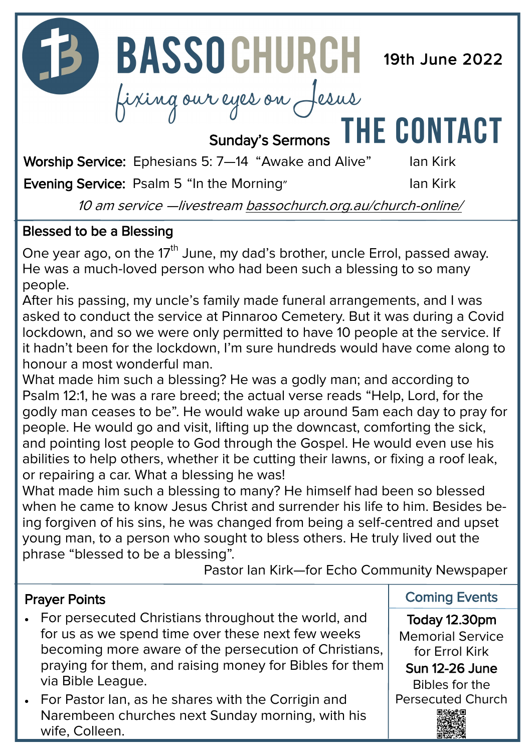# BASSO CHURCH

*fixing our eyes on Jesus*

19th June 2022

# THE CONTACT

## Sunday's Sermons

**Worship Service:** Ephesians 5: 7—14 "Awake and Alive" Ian Kirk

**Evening Service:** Psalm 5 "In the Morning" Ian Kirk

*10 am service —livestream bassochurch.org.au/church-online/*

## Blessed to be a Blessing

One year ago, on the 17th June, my dad's brother, uncle Errol, passed away. He was a much-loved person who had been such a blessing to so many people.

After his passing, my uncle's family made funeral arrangements, and I was asked to conduct the service at Pinnaroo Cemetery. But it was during a Covid lockdown, and so we were only permitted to have 10 people at the service. If it hadn't been for the lockdown, I'm sure hundreds would have come along to honour a most wonderful man.

What made him such a blessing? He was a godly man; and according to Psalm 12:1, he was a rare breed; the actual verse reads "Help, Lord, for the godly man ceases to be". He would wake up around 5am each day to pray for people. He would go and visit, lifting up the downcast, comforting the sick, and pointing lost people to God through the Gospel. He would even use his abilities to help others, whether it be cutting their lawns, or fixing a roof leak, or repairing a car. What a blessing he was!

What made him such a blessing to many? He himself had been so blessed when he came to know Jesus Christ and surrender his life to him. Besides being forgiven of his sins, he was changed from being a self-centred and upset young man, to a person who sought to bless others. He truly lived out the phrase "blessed to be a blessing".

Pastor Ian Kirk—for Echo Community Newspaper

## Prayer Points

- For persecuted Christians throughout the world, and for us as we spend time over these next few weeks becoming more aware of the persecution of Christians, praying for them, and raising money for Bibles for them via Bible League.
- For Pastor Ian, as he shares with the Corrigin and Narembeen churches next Sunday morning, with his wife, Colleen.

## Coming Events

**Today 12.30pm**
Memorial Service for Errol Kirk

**Sun 12-26 June**
Bibles for the Persecuted Church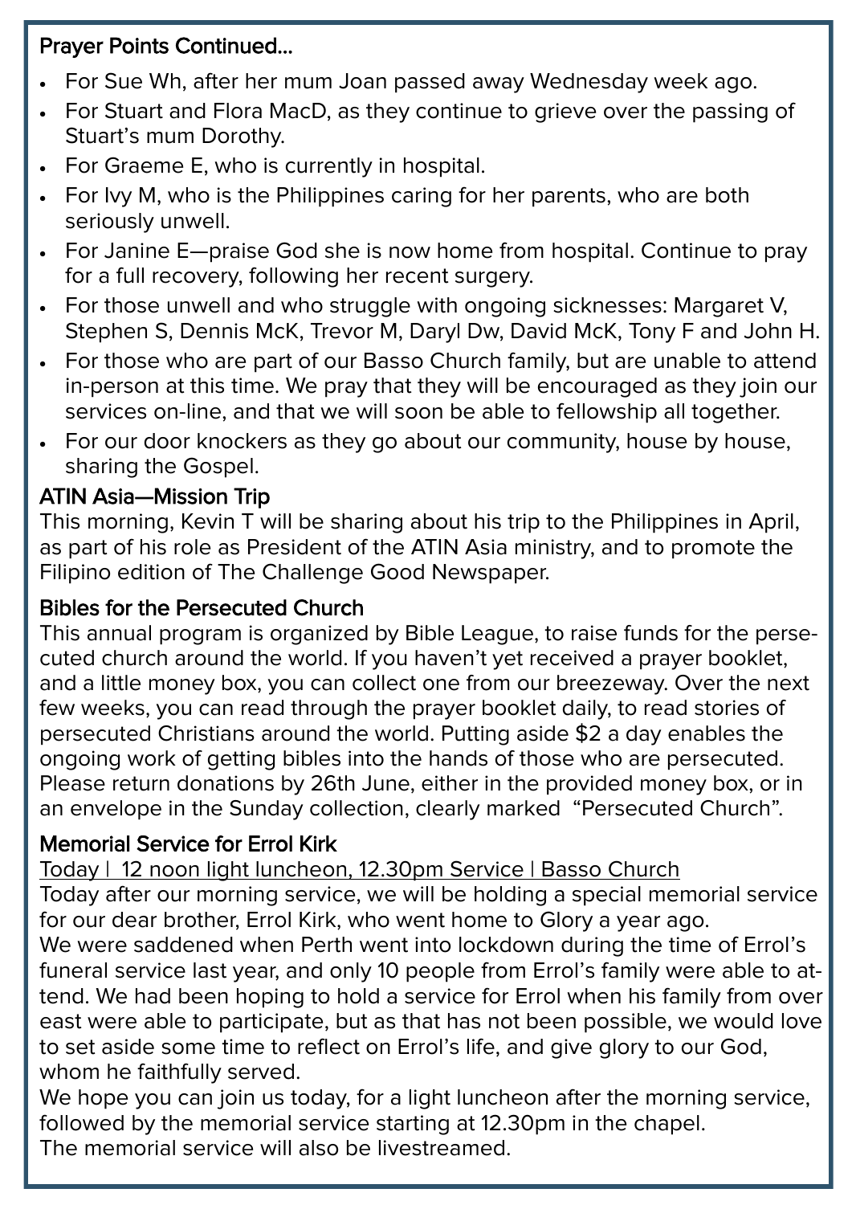## Prayer Points Continued...

- For Sue Wh, after her mum Joan passed away Wednesday week ago.
- For Stuart and Flora MacD, as they continue to grieve over the passing of Stuart's mum Dorothy.
- For Graeme E, who is currently in hospital.
- For Ivy M, who is the Philippines caring for her parents, who are both seriously unwell.
- For Janine E—praise God she is now home from hospital. Continue to pray for a full recovery, following her recent surgery.
- For those unwell and who struggle with ongoing sicknesses: Margaret V, Stephen S, Dennis McK, Trevor M, Daryl Dw, David McK, Tony F and John H.
- For those who are part of our Basso Church family, but are unable to attend in-person at this time. We pray that they will be encouraged as they join our services on-line, and that we will soon be able to fellowship all together.
- For our door knockers as they go about our community, house by house, sharing the Gospel.

## ATIN Asia—Mission Trip

This morning, Kevin T will be sharing about his trip to the Philippines in April, as part of his role as President of the ATIN Asia ministry, and to promote the Filipino edition of The Challenge Good Newspaper.

## Bibles for the Persecuted Church

This annual program is organized by Bible League, to raise funds for the persecuted church around the world. If you haven't yet received a prayer booklet, and a little money box, you can collect one from our breezeway. Over the next few weeks, you can read through the prayer booklet daily, to read stories of persecuted Christians around the world. Putting aside $2 a day enables the ongoing work of getting bibles into the hands of those who are persecuted. Please return donations by 26th June, either in the provided money box, or in an envelope in the Sunday collection, clearly marked "Persecuted Church".

## Memorial Service for Errol Kirk

Today | 12 noon light luncheon, 12.30pm Service | Basso Church

Today after our morning service, we will be holding a special memorial service for our dear brother, Errol Kirk, who went home to Glory a year ago.

We were saddened when Perth went into lockdown during the time of Errol's funeral service last year, and only 10 people from Errol's family were able to attend. We had been hoping to hold a service for Errol when his family from over east were able to participate, but as that has not been possible, we would love to set aside some time to reflect on Errol's life, and give glory to our God, whom he faithfully served.

We hope you can join us today, for a light luncheon after the morning service, followed by the memorial service starting at 12.30pm in the chapel.

The memorial service will also be livestreamed.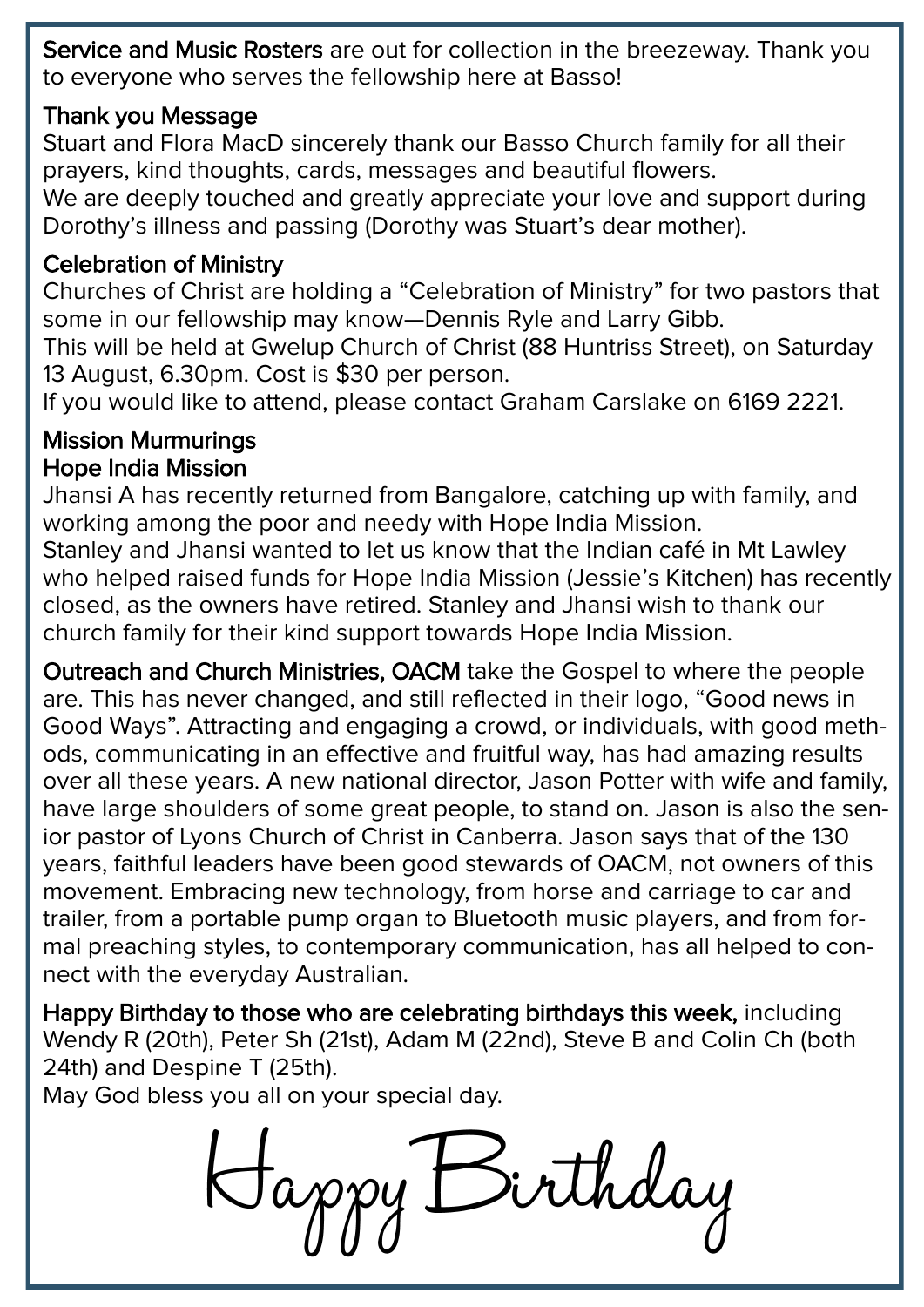**Service and Music Rosters** are out for collection in the breezeway. Thank you to everyone who serves the fellowship here at Basso!

**Thank you Message**

Stuart and Flora MacD sincerely thank our Basso Church family for all their prayers, kind thoughts, cards, messages and beautiful flowers.

We are deeply touched and greatly appreciate your love and support during Dorothy's illness and passing (Dorothy was Stuart's dear mother).

**Celebration of Ministry**

Churches of Christ are holding a "Celebration of Ministry" for two pastors that some in our fellowship may know—Dennis Ryle and Larry Gibb.

This will be held at Gwelup Church of Christ (88 Huntriss Street), on Saturday 13 August, 6.30pm. Cost is $30 per person.

If you would like to attend, please contact Graham Carslake on 6169 2221.

**Mission Murmurings**

**Hope India Mission**

Jhansi A has recently returned from Bangalore, catching up with family, and working among the poor and needy with Hope India Mission.

Stanley and Jhansi wanted to let us know that the Indian café in Mt Lawley who helped raised funds for Hope India Mission (Jessie's Kitchen) has recently closed, as the owners have retired. Stanley and Jhansi wish to thank our church family for their kind support towards Hope India Mission.

**Outreach and Church Ministries, OACM** take the Gospel to where the people are. This has never changed, and still reflected in their logo, "Good news in Good Ways". Attracting and engaging a crowd, or individuals, with good methods, communicating in an effective and fruitful way, has had amazing results over all these years. A new national director, Jason Potter with wife and family, have large shoulders of some great people, to stand on. Jason is also the senior pastor of Lyons Church of Christ in Canberra. Jason says that of the 130 years, faithful leaders have been good stewards of OACM, not owners of this movement. Embracing new technology, from horse and carriage to car and trailer, from a portable pump organ to Bluetooth music players, and from formal preaching styles, to contemporary communication, has all helped to connect with the everyday Australian.

**Happy Birthday to those who are celebrating birthdays this week,** including Wendy R (20th), Peter Sh (21st), Adam M (22nd), Steve B and Colin Ch (both 24th) and Despine T (25th).

May God bless you all on your special day.

Happy Birthday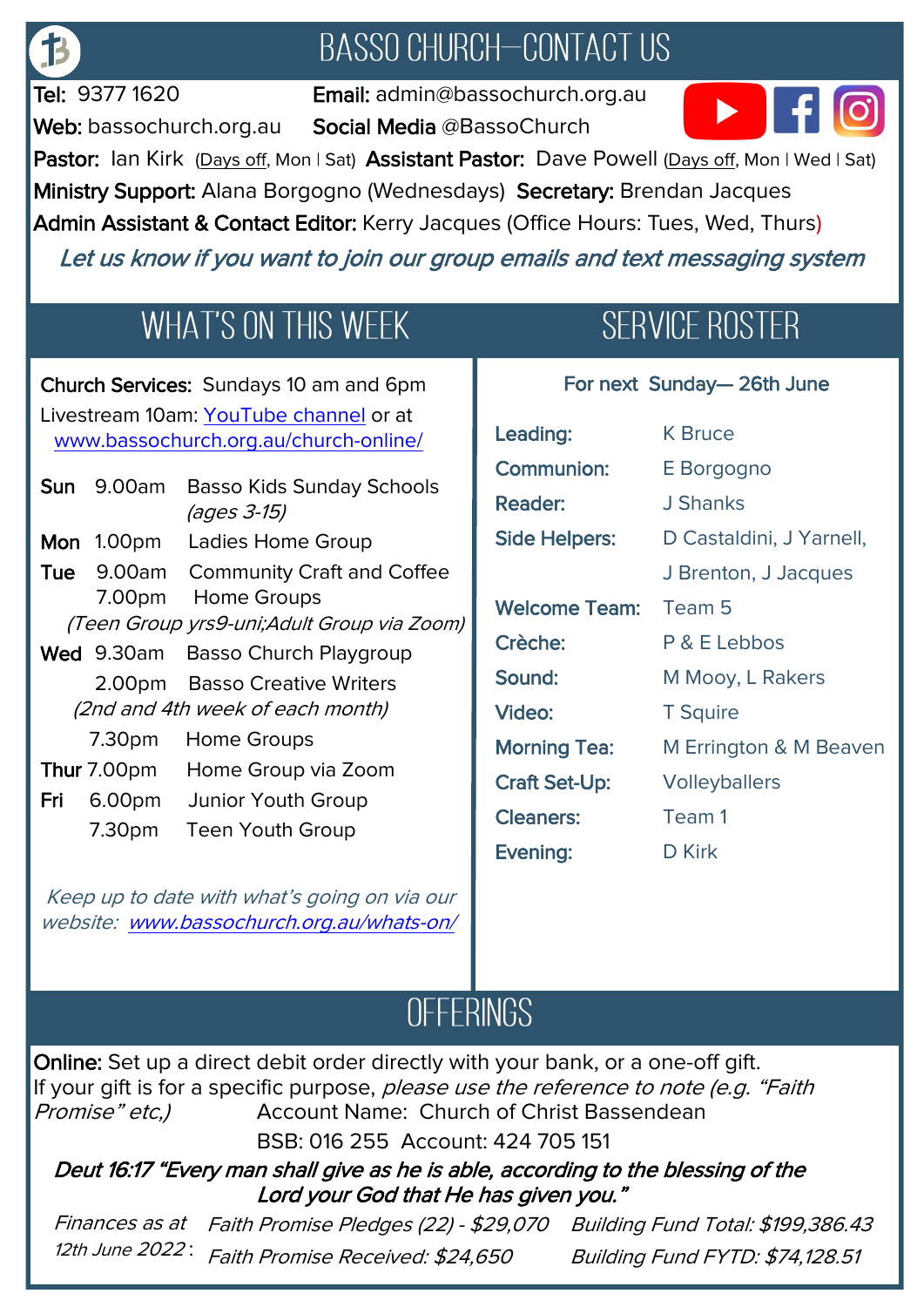# BASSO CHURCH—CONTACT US

**Tel:** 9377 1620 **Email:** admin@bassochurch.org.au

**Web:** bassochurch.org.au **Social Media** @BassoChurch

**Pastor:** Ian Kirk (Days off, Mon | Sat) **Assistant Pastor:** Dave Powell (Days off, Mon | Wed | Sat)

**Ministry Support:** Alana Borgogno (Wednesdays) **Secretary:** Brendan Jacques

**Admin Assistant & Contact Editor:** Kerry Jacques (Office Hours: Tues, Wed, Thurs)

*Let us know if you want to join our group emails and text messaging system*

## WHAT'S ON THIS WEEK

**Church Services:** Sundays 10 am and 6pm

Livestream 10am: YouTube channel or at www.bassochurch.org.au/church-online/

| | | |
|---|---|---|
| **Sun** | 9.00am | Basso Kids Sunday Schools *(ages 3-15)* |
| **Mon** | 1.00pm | Ladies Home Group |
| **Tue** | 9.00am | Community Craft and Coffee |
| | 7.00pm | Home Groups *(Teen Group yrs9-uni;Adult Group via Zoom)* |
| **Wed** | 9.30am | Basso Church Playgroup |
| | 2.00pm | Basso Creative Writers *(2nd and 4th week of each month)* |
| | 7.30pm | Home Groups |
| **Thur** | 7.00pm | Home Group via Zoom |
| **Fri** | 6.00pm | Junior Youth Group |
| | 7.30pm | Teen Youth Group |

*Keep up to date with what's going on via our website: www.bassochurch.org.au/whats-on/*

## SERVICE ROSTER

For next Sunday— 26th June

| | |
|---|---|
| Leading: | K Bruce |
| Communion: | E Borgogno |
| Reader: | J Shanks |
| Side Helpers: | D Castaldini, J Yarnell, J Brenton, J Jacques |
| Welcome Team: | Team 5 |
| Crèche: | P & E Lebbos |
| Sound: | M Mooy, L Rakers |
| Video: | T Squire |
| Morning Tea: | M Errington & M Beaven |
| Craft Set-Up: | Volleyballers |
| Cleaners: | Team 1 |
| Evening: | D Kirk |

## OFFERINGS

**Online:** Set up a direct debit order directly with your bank, or a one-off gift.
If your gift is for a specific purpose, *please use the reference to note (e.g. "Faith Promise" etc,)* Account Name: Church of Christ Bassendean

BSB: 016 255 Account: 424 705 151

***Deut 16:17 "Every man shall give as he is able, according to the blessing of the Lord your God that He has given you."***

*Finances as at 12th June 2022:*

*Faith Promise Pledges (22) - $29,070*

*Faith Promise Received: $24,650*

*Building Fund Total: $199,386.43*

*Building Fund FYTD: $74,128.51*